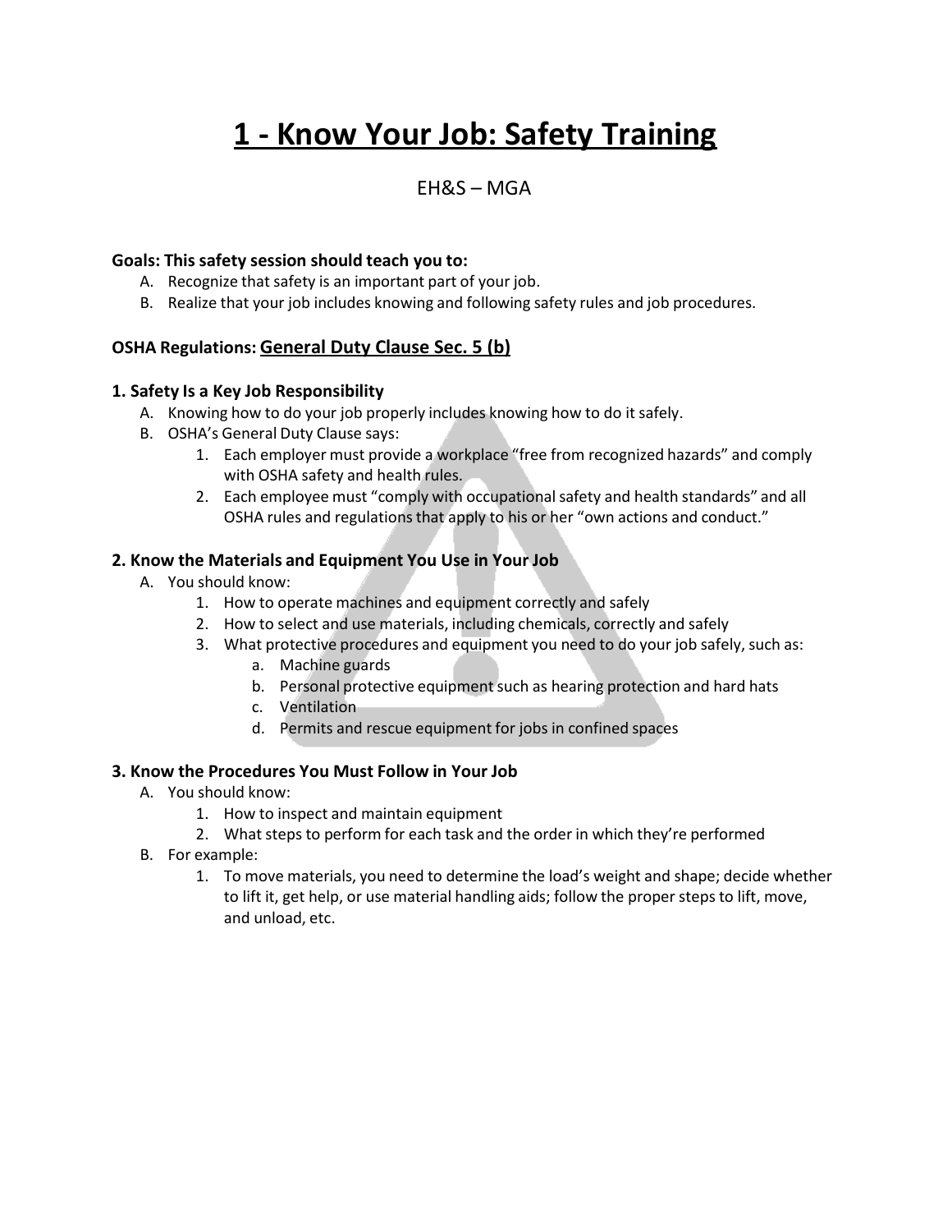# 1 - Know Your Job: Safety Training

EH&S – MGA

**Goals: This safety session should teach you to:**

A. Recognize that safety is an important part of your job.
B. Realize that your job includes knowing and following safety rules and job procedures.

**OSHA Regulations: General Duty Clause Sec. 5 (b)**

### 1. Safety Is a Key Job Responsibility

A. Knowing how to do your job properly includes knowing how to do it safely.
B. OSHA's General Duty Clause says:
   1. Each employer must provide a workplace "free from recognized hazards" and comply with OSHA safety and health rules.
   2. Each employee must "comply with occupational safety and health standards" and all OSHA rules and regulations that apply to his or her "own actions and conduct."

### 2. Know the Materials and Equipment You Use in Your Job

A. You should know:
   1. How to operate machines and equipment correctly and safely
   2. How to select and use materials, including chemicals, correctly and safely
   3. What protective procedures and equipment you need to do your job safely, such as:
      a. Machine guards
      b. Personal protective equipment such as hearing protection and hard hats
      c. Ventilation
      d. Permits and rescue equipment for jobs in confined spaces

### 3. Know the Procedures You Must Follow in Your Job

A. You should know:
   1. How to inspect and maintain equipment
   2. What steps to perform for each task and the order in which they're performed
B. For example:
   1. To move materials, you need to determine the load's weight and shape; decide whether to lift it, get help, or use material handling aids; follow the proper steps to lift, move, and unload, etc.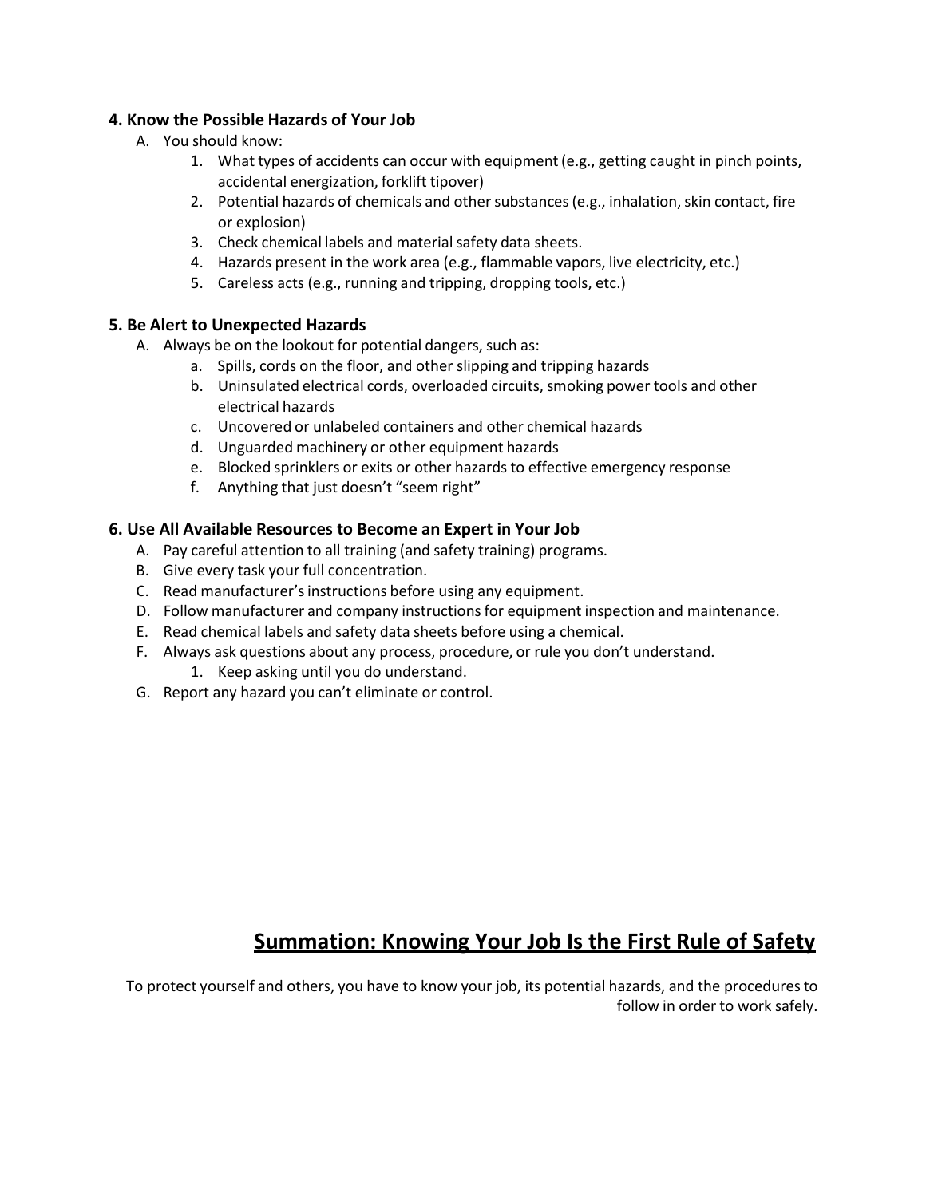**4. Know the Possible Hazards of Your Job**

A. You should know:
   1. What types of accidents can occur with equipment (e.g., getting caught in pinch points, accidental energization, forklift tipover)
   2. Potential hazards of chemicals and other substances (e.g., inhalation, skin contact, fire or explosion)
   3. Check chemical labels and material safety data sheets.
   4. Hazards present in the work area (e.g., flammable vapors, live electricity, etc.)
   5. Careless acts (e.g., running and tripping, dropping tools, etc.)

**5. Be Alert to Unexpected Hazards**

A. Always be on the lookout for potential dangers, such as:
   a. Spills, cords on the floor, and other slipping and tripping hazards
   b. Uninsulated electrical cords, overloaded circuits, smoking power tools and other electrical hazards
   c. Uncovered or unlabeled containers and other chemical hazards
   d. Unguarded machinery or other equipment hazards
   e. Blocked sprinklers or exits or other hazards to effective emergency response
   f. Anything that just doesn't "seem right"

**6. Use All Available Resources to Become an Expert in Your Job**

A. Pay careful attention to all training (and safety training) programs.
B. Give every task your full concentration.
C. Read manufacturer's instructions before using any equipment.
D. Follow manufacturer and company instructions for equipment inspection and maintenance.
E. Read chemical labels and safety data sheets before using a chemical.
F. Always ask questions about any process, procedure, or rule you don't understand.
   1. Keep asking until you do understand.
G. Report any hazard you can't eliminate or control.

## Summation: Knowing Your Job Is the First Rule of Safety

To protect yourself and others, you have to know your job, its potential hazards, and the procedures to follow in order to work safely.